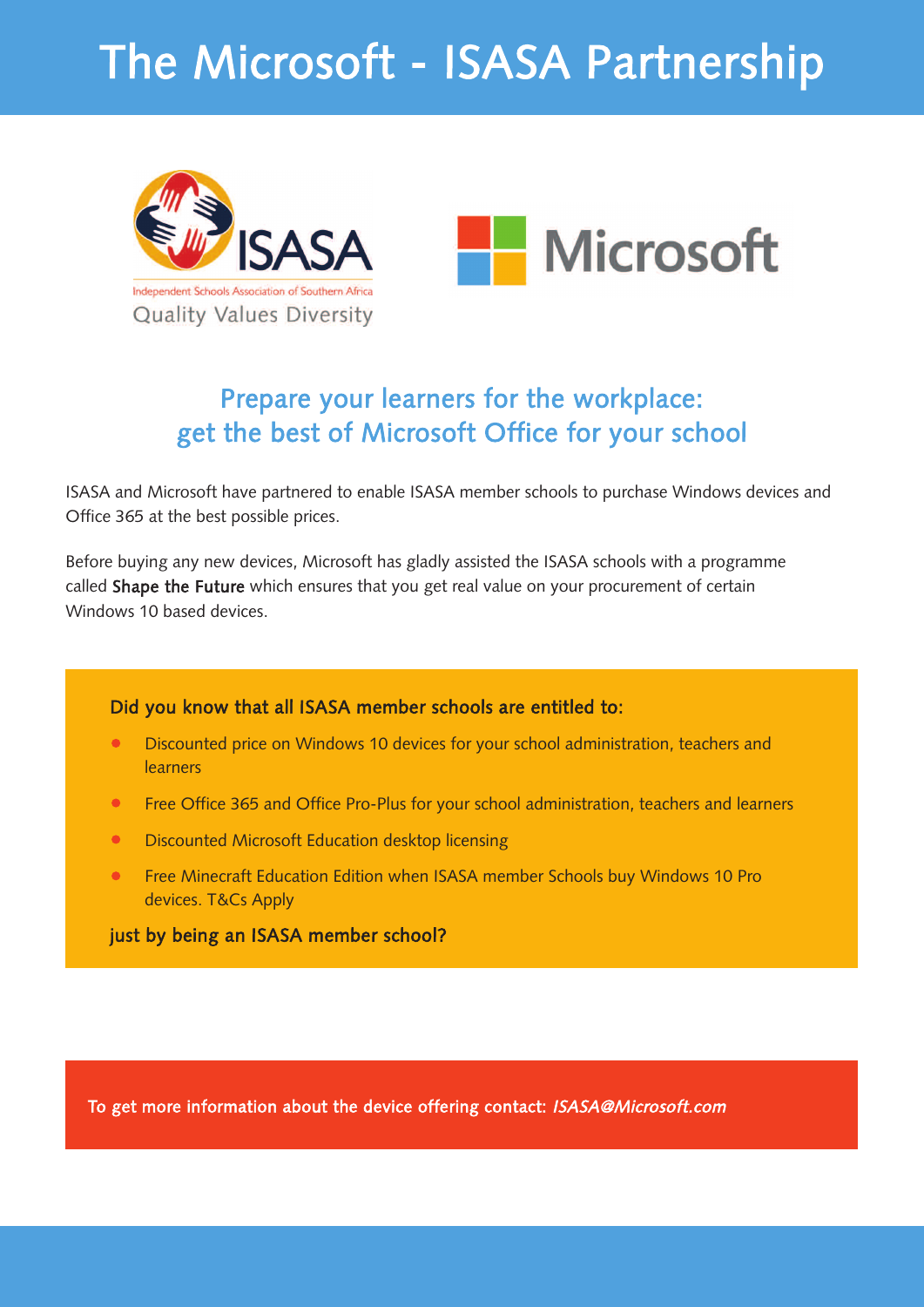# The Microsoft - ISASA Partnership

ISASA

Independent Schools Association of Southern Africa

Quality Values Diversity

Microsoft

## Prepare your learners for the workplace: get the best of Microsoft Office for your school

ISASA and Microsoft have partnered to enable ISASA member schools to purchase Windows devices and Office 365 at the best possible prices.

Before buying any new devices, Microsoft has gladly assisted the ISASA schools with a programme called **Shape the Future** which ensures that you get real value on your procurement of certain Windows 10 based devices.

**Did you know that all ISASA member schools are entitled to:**

- Discounted price on Windows 10 devices for your school administration, teachers and learners
- Free Office 365 and Office Pro-Plus for your school administration, teachers and learners
- Discounted Microsoft Education desktop licensing
- Free Minecraft Education Edition when ISASA member Schools buy Windows 10 Pro devices. T&Cs Apply

**just by being an ISASA member school?**

**To get more information about the device offering contact:** ***ISASA@Microsoft.com***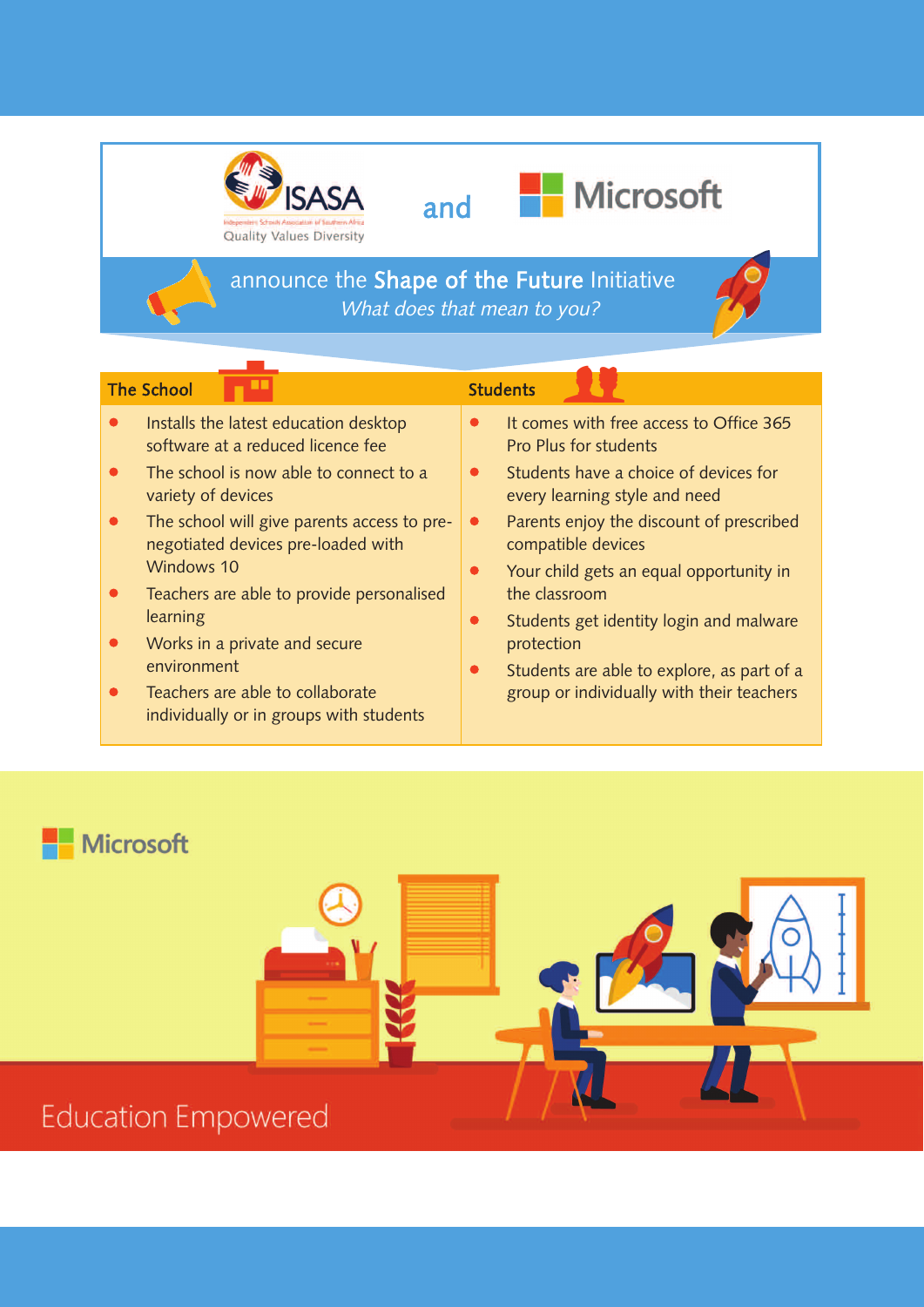ISASA

Independent Schools Association of Southern Africa

Quality Values Diversity

and

Microsoft

# announce the **Shape of the Future** Initiative

*What does that mean to you?*

## The School

- Installs the latest education desktop software at a reduced licence fee
- The school is now able to connect to a variety of devices
- The school will give parents access to pre-negotiated devices pre-loaded with Windows 10
- Teachers are able to provide personalised learning
- Works in a private and secure environment
- Teachers are able to collaborate individually or in groups with students

## Students

- It comes with free access to Office 365 Pro Plus for students
- Students have a choice of devices for every learning style and need
- Parents enjoy the discount of prescribed compatible devices
- Your child gets an equal opportunity in the classroom
- Students get identity login and malware protection
- Students are able to explore, as part of a group or individually with their teachers

Microsoft

Education Empowered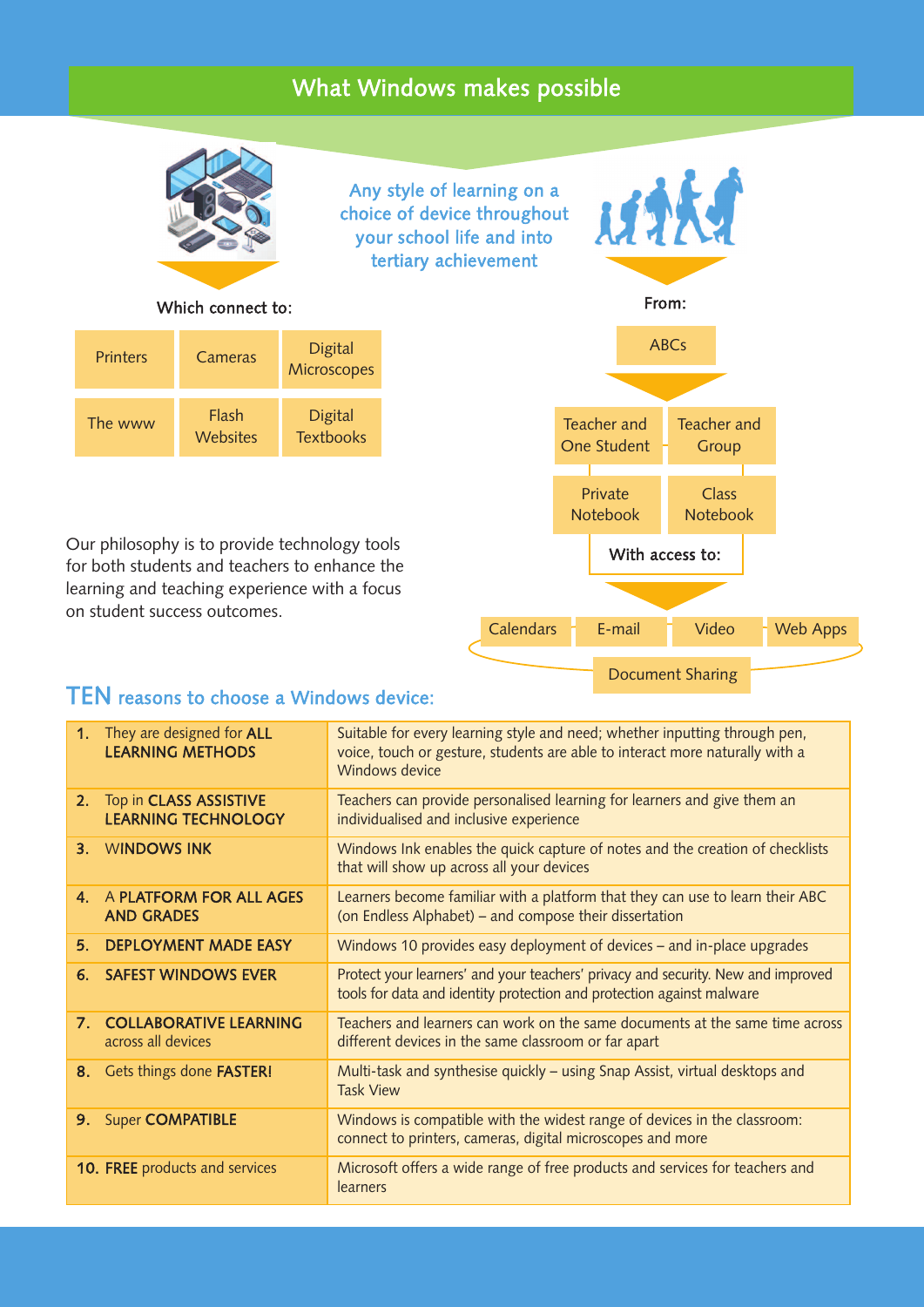## What Windows makes possible

Any style of learning on a choice of device throughout your school life and into tertiary achievement

Which connect to:

| Printers | Cameras | Digital Microscopes |
|---|---|---|
| The www | Flash Websites | Digital Textbooks |

From:

ABCs

Teacher and One Student | Teacher and Group

Private Notebook | Class Notebook

With access to:

Calendars | E-mail | Video | Web Apps

Document Sharing

Our philosophy is to provide technology tools for both students and teachers to enhance the learning and teaching experience with a focus on student success outcomes.

## TEN reasons to choose a Windows device:

| | |
|---|---|
| **1.** They are designed for **ALL LEARNING METHODS** | Suitable for every learning style and need; whether inputting through pen, voice, touch or gesture, students are able to interact more naturally with a Windows device |
| **2.** Top in **CLASS ASSISTIVE LEARNING TECHNOLOGY** | Teachers can provide personalised learning for learners and give them an individualised and inclusive experience |
| **3.** **WINDOWS INK** | Windows Ink enables the quick capture of notes and the creation of checklists that will show up across all your devices |
| **4.** A **PLATFORM FOR ALL AGES AND GRADES** | Learners become familiar with a platform that they can use to learn their ABC (on Endless Alphabet) – and compose their dissertation |
| **5.** **DEPLOYMENT MADE EASY** | Windows 10 provides easy deployment of devices – and in-place upgrades |
| **6.** **SAFEST WINDOWS EVER** | Protect your learners' and your teachers' privacy and security. New and improved tools for data and identity protection and protection against malware |
| **7.** **COLLABORATIVE LEARNING** across all devices | Teachers and learners can work on the same documents at the same time across different devices in the same classroom or far apart |
| **8.** Gets things done **FASTER!** | Multi-task and synthesise quickly – using Snap Assist, virtual desktops and Task View |
| **9.** Super **COMPATIBLE** | Windows is compatible with the widest range of devices in the classroom: connect to printers, cameras, digital microscopes and more |
| **10.** **FREE** products and services | Microsoft offers a wide range of free products and services for teachers and learners |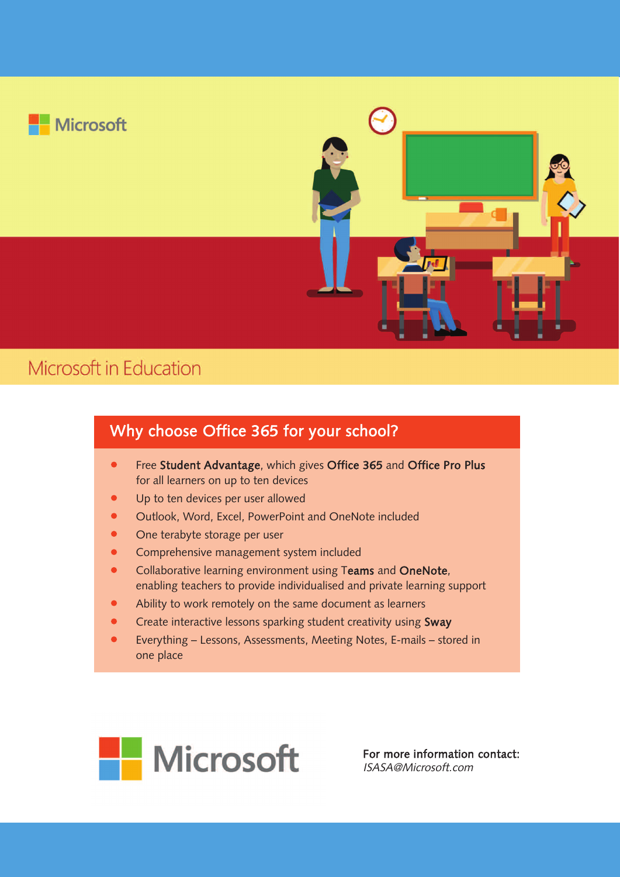Microsoft

# Microsoft in Education

## Why choose Office 365 for your school?

- Free **Student Advantage**, which gives **Office 365** and **Office Pro Plus** for all learners on up to ten devices
- Up to ten devices per user allowed
- Outlook, Word, Excel, PowerPoint and OneNote included
- One terabyte storage per user
- Comprehensive management system included
- Collaborative learning environment using **Teams** and **OneNote**, enabling teachers to provide individualised and private learning support
- Ability to work remotely on the same document as learners
- Create interactive lessons sparking student creativity using **Sway**
- Everything – Lessons, Assessments, Meeting Notes, E-mails – stored in one place

Microsoft

For more information contact:
*ISASA@Microsoft.com*